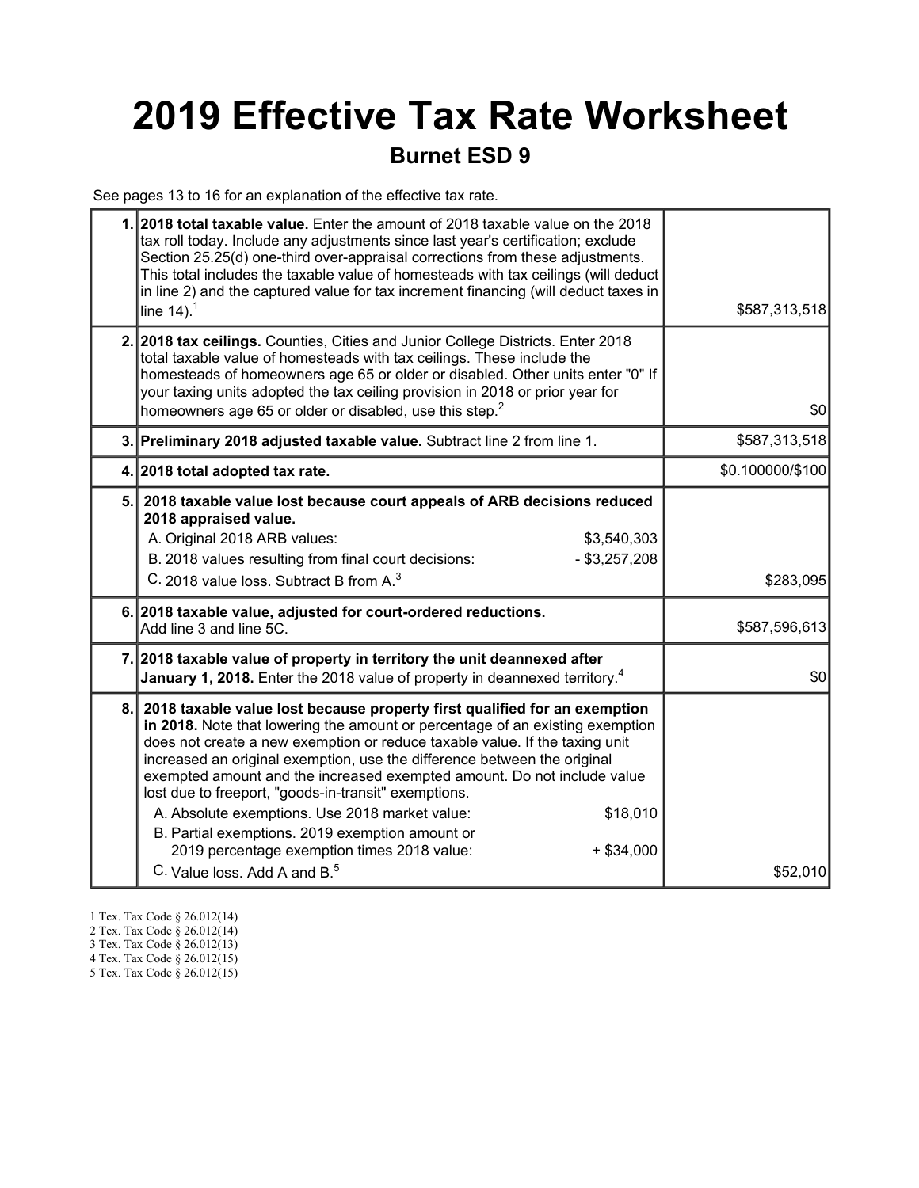# 2019 Effective Tax Rate Worksheet

## Burnet ESD 9

See pages 13 to 16 for an explanation of the effective tax rate.

| | | |
|---|---|---|
| 1. | **2018 total taxable value.** Enter the amount of 2018 taxable value on the 2018 tax roll today. Include any adjustments since last year's certification; exclude Section 25.25(d) one-third over-appraisal corrections from these adjustments. This total includes the taxable value of homesteads with tax ceilings (will deduct in line 2) and the captured value for tax increment financing (will deduct taxes in line 14).[1] | $587,313,518 |
| 2. | **2018 tax ceilings.** Counties, Cities and Junior College Districts. Enter 2018 total taxable value of homesteads with tax ceilings. These include the homesteads of homeowners age 65 or older or disabled. Other units enter "0" If your taxing units adopted the tax ceiling provision in 2018 or prior year for homeowners age 65 or older or disabled, use this step.[2] | $0 |
| 3. | **Preliminary 2018 adjusted taxable value.** Subtract line 2 from line 1. | $587,313,518 |
| 4. | **2018 total adopted tax rate.** | $0.100000/$100 |
| 5. | **2018 taxable value lost because court appeals of ARB decisions reduced 2018 appraised value.**<br>A. Original 2018 ARB values: $3,540,303<br>B. 2018 values resulting from final court decisions: - $3,257,208<br>C. 2018 value loss. Subtract B from A.[3] | $283,095 |
| 6. | **2018 taxable value, adjusted for court-ordered reductions.** Add line 3 and line 5C. | $587,596,613 |
| 7. | **2018 taxable value of property in territory the unit deannexed after January 1, 2018.** Enter the 2018 value of property in deannexed territory.[4] | $0 |
| 8. | **2018 taxable value lost because property first qualified for an exemption in 2018.** Note that lowering the amount or percentage of an existing exemption does not create a new exemption or reduce taxable value. If the taxing unit increased an original exemption, use the difference between the original exempted amount and the increased exempted amount. Do not include value lost due to freeport, "goods-in-transit" exemptions.<br>A. Absolute exemptions. Use 2018 market value: $18,010<br>B. Partial exemptions. 2019 exemption amount or 2019 percentage exemption times 2018 value: + $34,000<br>C. Value loss. Add A and B.[5] | $52,010 |

1 Tex. Tax Code § 26.012(14)
2 Tex. Tax Code § 26.012(14)
3 Tex. Tax Code § 26.012(13)
4 Tex. Tax Code § 26.012(15)
5 Tex. Tax Code § 26.012(15)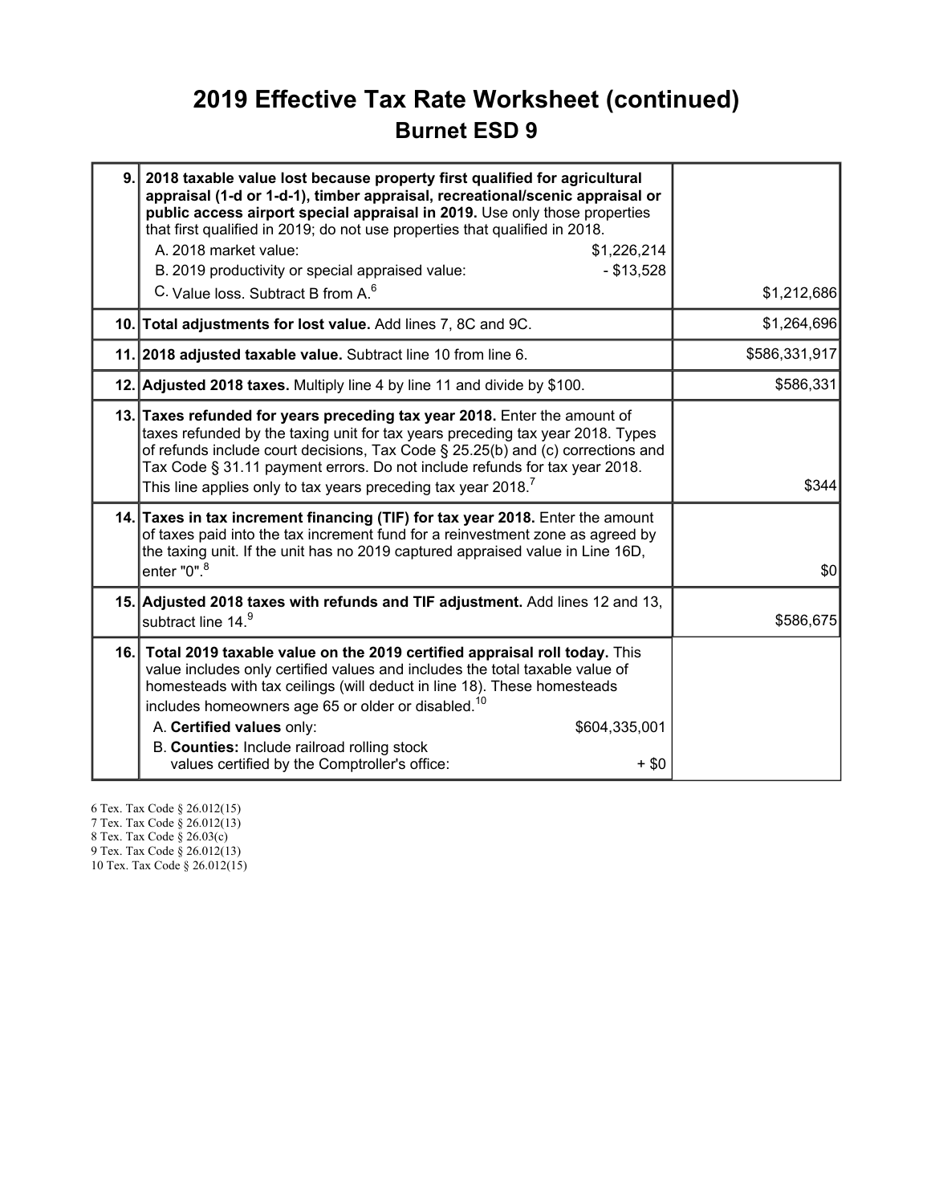# 2019 Effective Tax Rate Worksheet (continued)

## Burnet ESD 9

| | | |
|---|---|---|
| 9. | **2018 taxable value lost because property first qualified for agricultural appraisal (1-d or 1-d-1), timber appraisal, recreational/scenic appraisal or public access airport special appraisal in 2019.** Use only those properties that first qualified in 2019; do not use properties that qualified in 2018.<br>A. 2018 market value: $1,226,214<br>B. 2019 productivity or special appraised value: - $13,528<br>C. Value loss. Subtract B from A.[6] | $1,212,686 |
| 10. | **Total adjustments for lost value.** Add lines 7, 8C and 9C. | $1,264,696 |
| 11. | **2018 adjusted taxable value.** Subtract line 10 from line 6. | $586,331,917 |
| 12. | **Adjusted 2018 taxes.** Multiply line 4 by line 11 and divide by $100. | $586,331 |
| 13. | **Taxes refunded for years preceding tax year 2018.** Enter the amount of taxes refunded by the taxing unit for tax years preceding tax year 2018. Types of refunds include court decisions, Tax Code § 25.25(b) and (c) corrections and Tax Code § 31.11 payment errors. Do not include refunds for tax year 2018. This line applies only to tax years preceding tax year 2018.[7] | $344 |
| 14. | **Taxes in tax increment financing (TIF) for tax year 2018.** Enter the amount of taxes paid into the tax increment fund for a reinvestment zone as agreed by the taxing unit. If the unit has no 2019 captured appraised value in Line 16D, enter "0".[8] | $0 |
| 15. | **Adjusted 2018 taxes with refunds and TIF adjustment.** Add lines 12 and 13, subtract line 14.[9] | $586,675 |
| 16. | **Total 2019 taxable value on the 2019 certified appraisal roll today.** This value includes only certified values and includes the total taxable value of homesteads with tax ceilings (will deduct in line 18). These homesteads includes homeowners age 65 or older or disabled.[10]<br>A. **Certified values** only: $604,335,001<br>B. **Counties:** Include railroad rolling stock values certified by the Comptroller's office: + $0 | |

6 Tex. Tax Code § 26.012(15)
7 Tex. Tax Code § 26.012(13)
8 Tex. Tax Code § 26.03(c)
9 Tex. Tax Code § 26.012(13)
10 Tex. Tax Code § 26.012(15)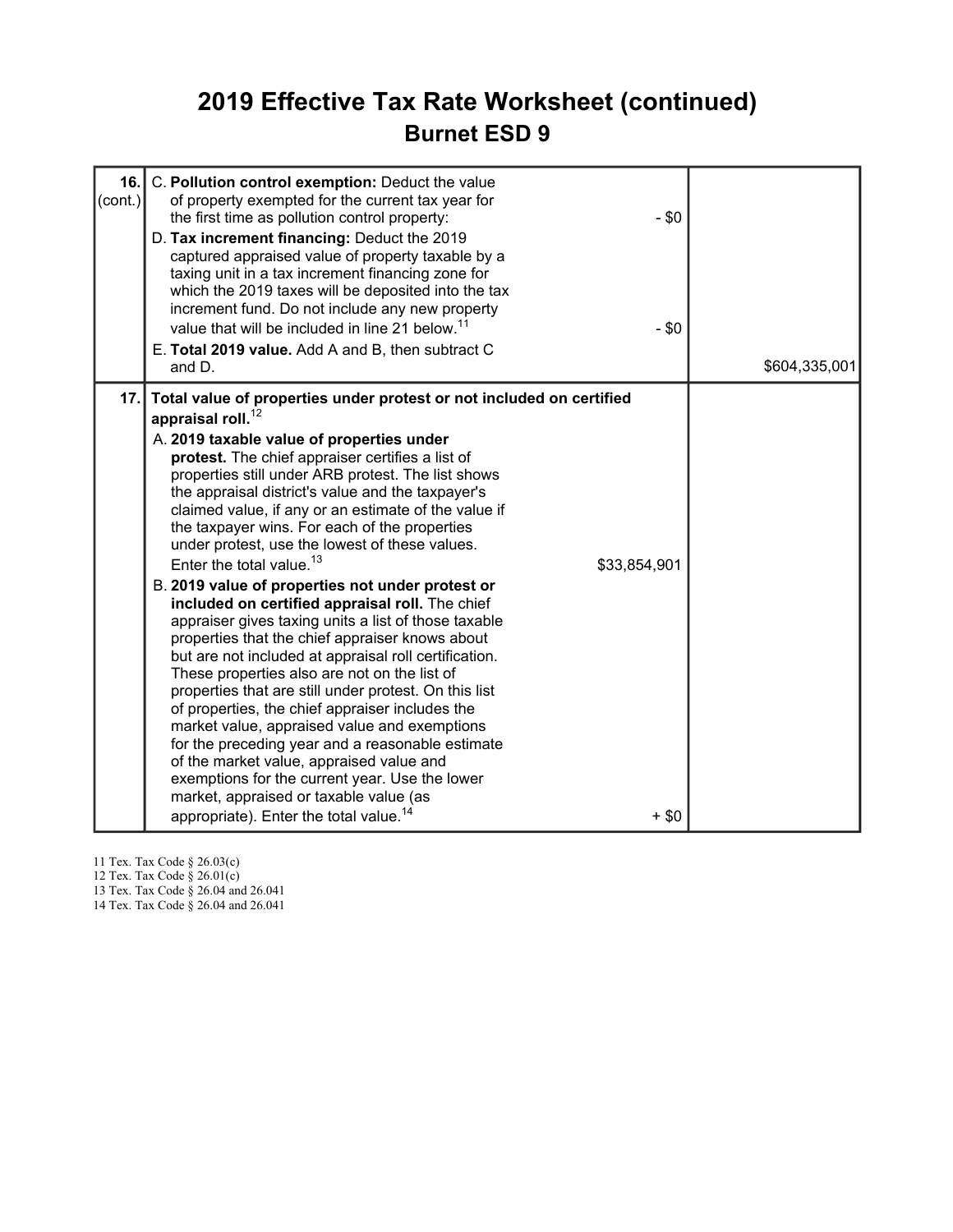# 2019 Effective Tax Rate Worksheet (continued)

## Burnet ESD 9

| | | | |
|---|---|---|---|
| **16.** (cont.) | C. **Pollution control exemption:** Deduct the value of property exempted for the current tax year for the first time as pollution control property: | - $0 | |
| | D. **Tax increment financing:** Deduct the 2019 captured appraised value of property taxable by a taxing unit in a tax increment financing zone for which the 2019 taxes will be deposited into the tax increment fund. Do not include any new property value that will be included in line 21 below.[11] | - $0 | |
| | E. **Total 2019 value.** Add A and B, then subtract C and D. | | $604,335,001 |
| **17.** | **Total value of properties under protest or not included on certified appraisal roll.**[12] | | |
| | A. **2019 taxable value of properties under protest.** The chief appraiser certifies a list of properties still under ARB protest. The list shows the appraisal district's value and the taxpayer's claimed value, if any or an estimate of the value if the taxpayer wins. For each of the properties under protest, use the lowest of these values. Enter the total value.[13] | $33,854,901 | |
| | B. **2019 value of properties not under protest or included on certified appraisal roll.** The chief appraiser gives taxing units a list of those taxable properties that the chief appraiser knows about but are not included at appraisal roll certification. These properties also are not on the list of properties that are still under protest. On this list of properties, the chief appraiser includes the market value, appraised value and exemptions for the preceding year and a reasonable estimate of the market value, appraised value and exemptions for the current year. Use the lower market, appraised or taxable value (as appropriate). Enter the total value.[14] | + $0 | |

11 Tex. Tax Code § 26.03(c)
12 Tex. Tax Code § 26.01(c)
13 Tex. Tax Code § 26.04 and 26.041
14 Tex. Tax Code § 26.04 and 26.041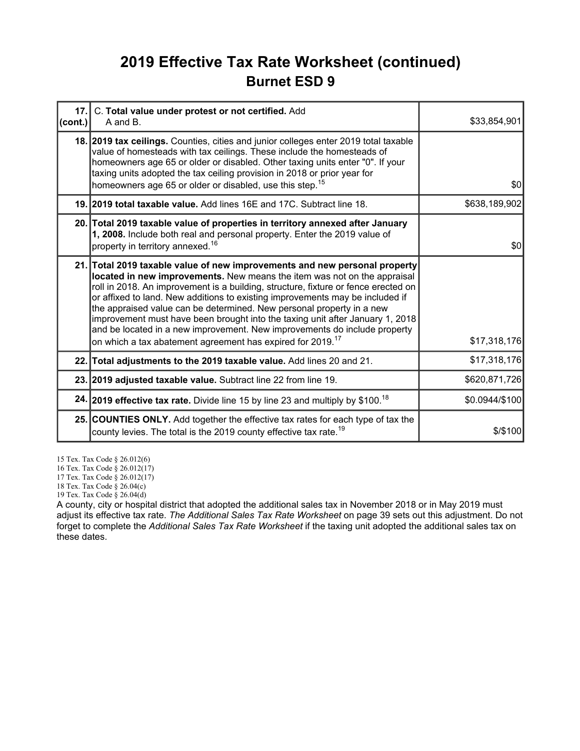# 2019 Effective Tax Rate Worksheet (continued)

## Burnet ESD 9

| | | |
|---|---|---|
| **17. (cont.)** | C. **Total value under protest or not certified.** Add A and B. | $33,854,901 |
| **18.** | **2019 tax ceilings.** Counties, cities and junior colleges enter 2019 total taxable value of homesteads with tax ceilings. These include the homesteads of homeowners age 65 or older or disabled. Other taxing units enter "0". If your taxing units adopted the tax ceiling provision in 2018 or prior year for homeowners age 65 or older or disabled, use this step.[15] | $0 |
| **19.** | **2019 total taxable value.** Add lines 16E and 17C. Subtract line 18. | $638,189,902 |
| **20.** | **Total 2019 taxable value of properties in territory annexed after January 1, 2008.** Include both real and personal property. Enter the 2019 value of property in territory annexed.[16] | $0 |
| **21.** | **Total 2019 taxable value of new improvements and new personal property located in new improvements.** New means the item was not on the appraisal roll in 2018. An improvement is a building, structure, fixture or fence erected on or affixed to land. New additions to existing improvements may be included if the appraised value can be determined. New personal property in a new improvement must have been brought into the taxing unit after January 1, 2018 and be located in a new improvement. New improvements do include property on which a tax abatement agreement has expired for 2019.[17] | $17,318,176 |
| **22.** | **Total adjustments to the 2019 taxable value.** Add lines 20 and 21. | $17,318,176 |
| **23.** | **2019 adjusted taxable value.** Subtract line 22 from line 19. | $620,871,726 |
| **24.** | **2019 effective tax rate.** Divide line 15 by line 23 and multiply by $100.[18] | $0.0944/$100 |
| **25.** | **COUNTIES ONLY.** Add together the effective tax rates for each type of tax the county levies. The total is the 2019 county effective tax rate.[19] | $/$100 |

15 Tex. Tax Code § 26.012(6)
16 Tex. Tax Code § 26.012(17)
17 Tex. Tax Code § 26.012(17)
18 Tex. Tax Code § 26.04(c)
19 Tex. Tax Code § 26.04(d)

A county, city or hospital district that adopted the additional sales tax in November 2018 or in May 2019 must adjust its effective tax rate. *The Additional Sales Tax Rate Worksheet* on page 39 sets out this adjustment. Do not forget to complete the *Additional Sales Tax Rate Worksheet* if the taxing unit adopted the additional sales tax on these dates.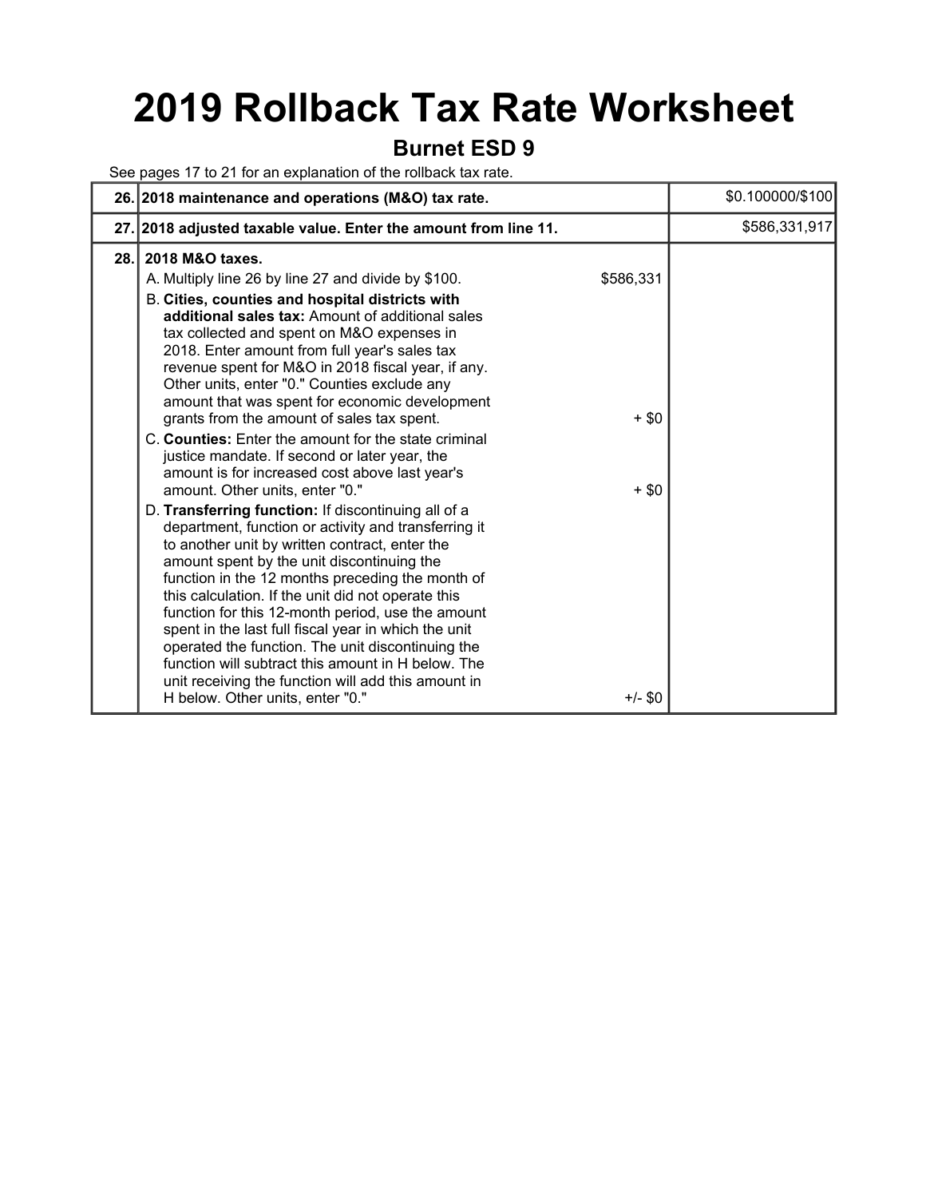# 2019 Rollback Tax Rate Worksheet

## Burnet ESD 9

See pages 17 to 21 for an explanation of the rollback tax rate.

| | | | |
|---|---|---|---|
| 26. | **2018 maintenance and operations (M&O) tax rate.** | | $0.100000/$100 |
| 27. | **2018 adjusted taxable value. Enter the amount from line 11.** | | $586,331,917 |
| 28. | **2018 M&O taxes.** | | |
| | A. Multiply line 26 by line 27 and divide by $100. | $586,331 | |
| | B. **Cities, counties and hospital districts with additional sales tax:** Amount of additional sales tax collected and spent on M&O expenses in 2018. Enter amount from full year's sales tax revenue spent for M&O in 2018 fiscal year, if any. Other units, enter "0." Counties exclude any amount that was spent for economic development grants from the amount of sales tax spent. | + $0 | |
| | C. **Counties:** Enter the amount for the state criminal justice mandate. If second or later year, the amount is for increased cost above last year's amount. Other units, enter "0." | + $0 | |
| | D. **Transferring function:** If discontinuing all of a department, function or activity and transferring it to another unit by written contract, enter the amount spent by the unit discontinuing the function in the 12 months preceding the month of this calculation. If the unit did not operate this function for this 12-month period, use the amount spent in the last full fiscal year in which the unit operated the function. The unit discontinuing the function will subtract this amount in H below. The unit receiving the function will add this amount in H below. Other units, enter "0." | +/- $0 | |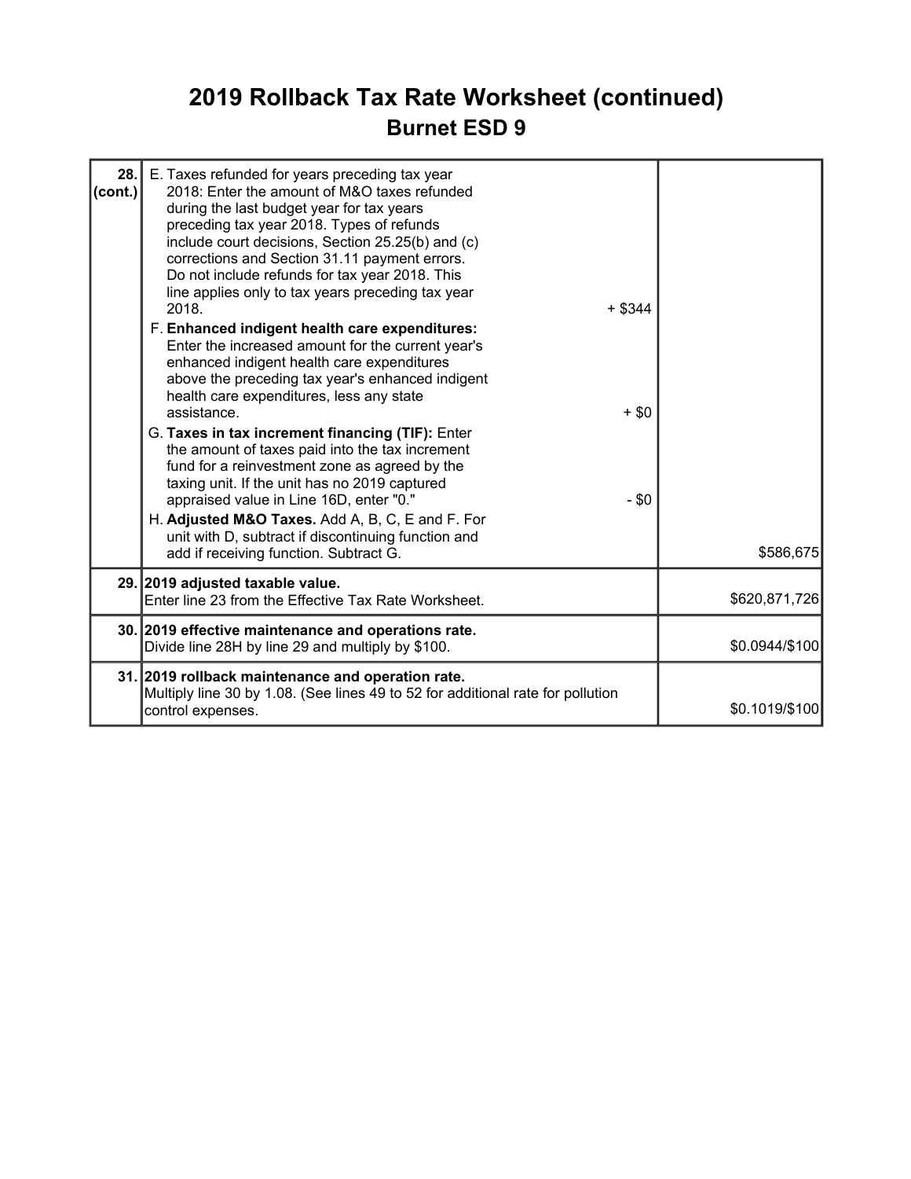# 2019 Rollback Tax Rate Worksheet (continued)

## Burnet ESD 9

| | | |
|---|---|---|
| 28. (cont.) | E. Taxes refunded for years preceding tax year 2018: Enter the amount of M&O taxes refunded during the last budget year for tax years preceding tax year 2018. Types of refunds include court decisions, Section 25.25(b) and (c) corrections and Section 31.11 payment errors. Do not include refunds for tax year 2018. This line applies only to tax years preceding tax year 2018. + $344<br>F. **Enhanced indigent health care expenditures:** Enter the increased amount for the current year's enhanced indigent health care expenditures above the preceding tax year's enhanced indigent health care expenditures, less any state assistance. + $0<br>G. **Taxes in tax increment financing (TIF):** Enter the amount of taxes paid into the tax increment fund for a reinvestment zone as agreed by the taxing unit. If the unit has no 2019 captured appraised value in Line 16D, enter "0." - $0<br>H. **Adjusted M&O Taxes.** Add A, B, C, E and F. For unit with D, subtract if discontinuing function and add if receiving function. Subtract G. | $586,675 |
| 29. | **2019 adjusted taxable value.**<br>Enter line 23 from the Effective Tax Rate Worksheet. | $620,871,726 |
| 30. | **2019 effective maintenance and operations rate.**<br>Divide line 28H by line 29 and multiply by $100. | $0.0944/$100 |
| 31. | **2019 rollback maintenance and operation rate.**<br>Multiply line 30 by 1.08. (See lines 49 to 52 for additional rate for pollution control expenses. | $0.1019/$100 |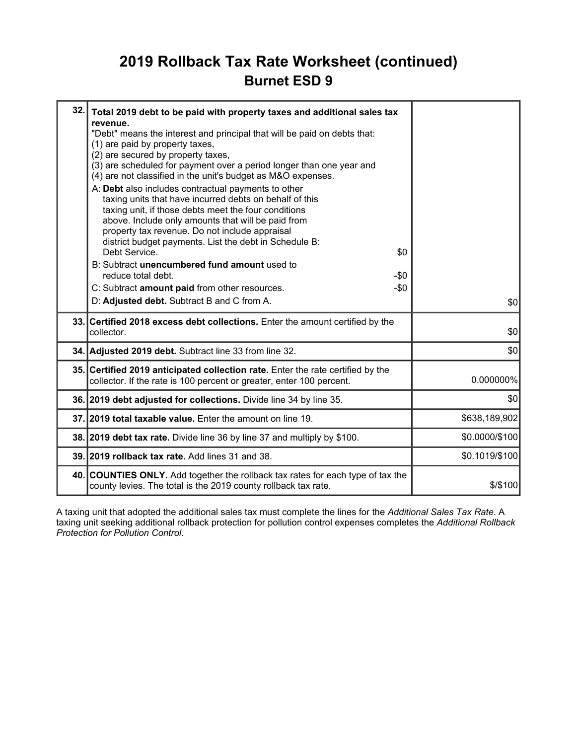# 2019 Rollback Tax Rate Worksheet (continued)

## Burnet ESD 9

| Line | Description | Amount |
|---|---|---|
| 32. | **Total 2019 debt to be paid with property taxes and additional sales tax revenue.**<br>"Debt" means the interest and principal that will be paid on debts that:<br>(1) are paid by property taxes,<br>(2) are secured by property taxes,<br>(3) are scheduled for payment over a period longer than one year and<br>(4) are not classified in the unit's budget as M&O expenses.<br>A: **Debt** also includes contractual payments to other taxing units that have incurred debts on behalf of this taxing unit, if those debts meet the four conditions above. Include only amounts that will be paid from property tax revenue. Do not include appraisal district budget payments. List the debt in Schedule B: Debt Service. $0<br>B: Subtract **unencumbered fund amount** used to reduce total debt. -$0<br>C: Subtract **amount paid** from other resources. -$0<br>D: **Adjusted debt.** Subtract B and C from A. | $0 |
| 33. | **Certified 2018 excess debt collections.** Enter the amount certified by the collector. | $0 |
| 34. | **Adjusted 2019 debt.** Subtract line 33 from line 32. | $0 |
| 35. | **Certified 2019 anticipated collection rate.** Enter the rate certified by the collector. If the rate is 100 percent or greater, enter 100 percent. | 0.000000% |
| 36. | **2019 debt adjusted for collections.** Divide line 34 by line 35. | $0 |
| 37. | **2019 total taxable value.** Enter the amount on line 19. | $638,189,902 |
| 38. | **2019 debt tax rate.** Divide line 36 by line 37 and multiply by $100. | $0.0000/$100 |
| 39. | **2019 rollback tax rate.** Add lines 31 and 38. | $0.1019/$100 |
| 40. | **COUNTIES ONLY.** Add together the rollback tax rates for each type of tax the county levies. The total is the 2019 county rollback tax rate. | $/$100 |

A taxing unit that adopted the additional sales tax must complete the lines for the *Additional Sales Tax Rate*. A taxing unit seeking additional rollback protection for pollution control expenses completes the *Additional Rollback Protection for Pollution Control*.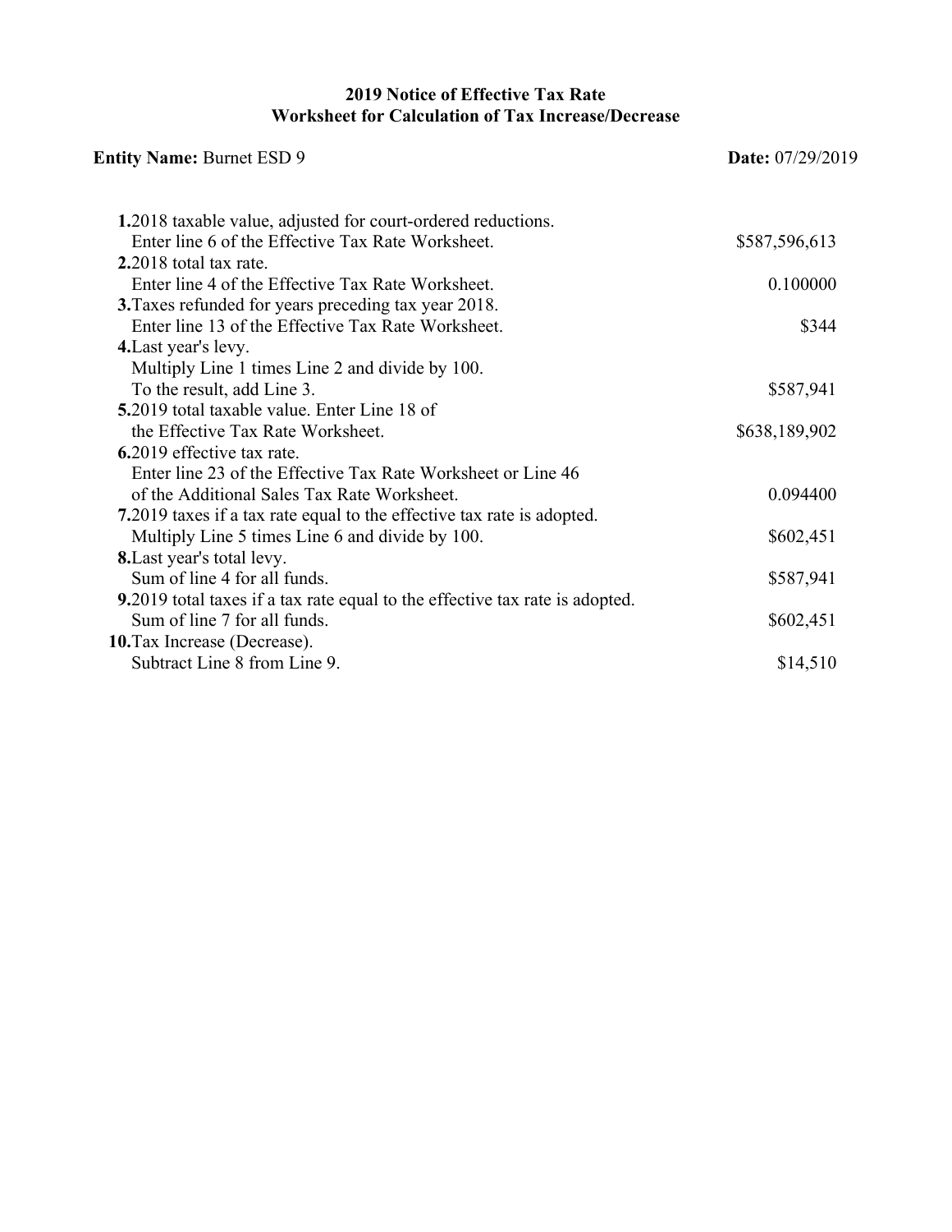# 2019 Notice of Effective Tax Rate
## Worksheet for Calculation of Tax Increase/Decrease

**Entity Name:** Burnet ESD 9 **Date:** 07/29/2019

| | |
|---|---|
| **1.** 2018 taxable value, adjusted for court-ordered reductions.<br>Enter line 6 of the Effective Tax Rate Worksheet. | $587,596,613 |
| **2.** 2018 total tax rate.<br>Enter line 4 of the Effective Tax Rate Worksheet. | 0.100000 |
| **3.** Taxes refunded for years preceding tax year 2018.<br>Enter line 13 of the Effective Tax Rate Worksheet. | $344 |
| **4.** Last year's levy.<br>Multiply Line 1 times Line 2 and divide by 100.<br>To the result, add Line 3. | $587,941 |
| **5.** 2019 total taxable value. Enter Line 18 of<br>the Effective Tax Rate Worksheet. | $638,189,902 |
| **6.** 2019 effective tax rate.<br>Enter line 23 of the Effective Tax Rate Worksheet or Line 46<br>of the Additional Sales Tax Rate Worksheet. | 0.094400 |
| **7.** 2019 taxes if a tax rate equal to the effective tax rate is adopted.<br>Multiply Line 5 times Line 6 and divide by 100. | $602,451 |
| **8.** Last year's total levy.<br>Sum of line 4 for all funds. | $587,941 |
| **9.** 2019 total taxes if a tax rate equal to the effective tax rate is adopted.<br>Sum of line 7 for all funds. | $602,451 |
| **10.** Tax Increase (Decrease).<br>Subtract Line 8 from Line 9. | $14,510 |